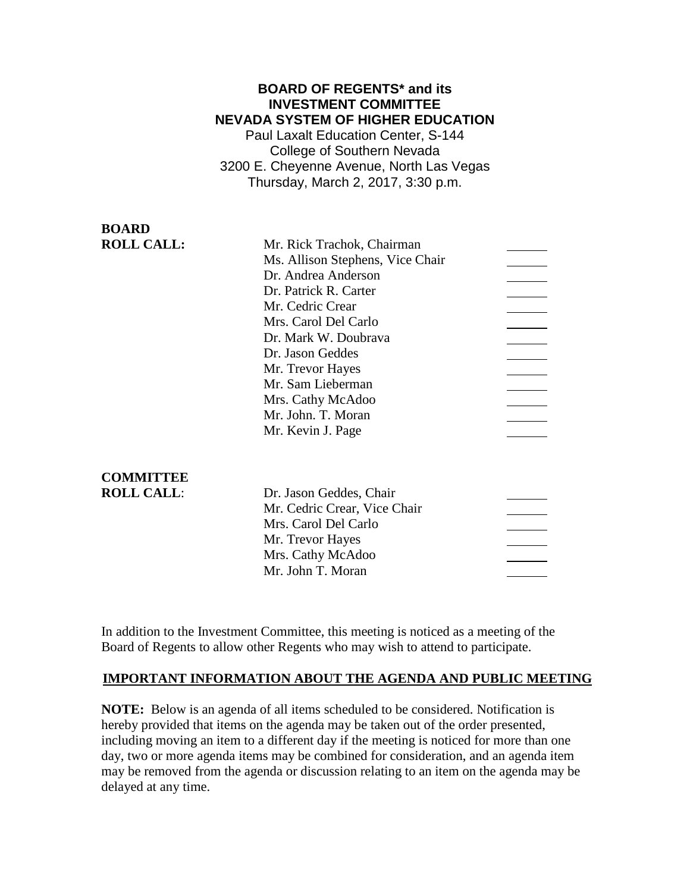**BOARD OF REGENTS\* and its**
**INVESTMENT COMMITTEE**
**NEVADA SYSTEM OF HIGHER EDUCATION**

Paul Laxalt Education Center, S-144
College of Southern Nevada
3200 E. Cheyenne Avenue, North Las Vegas
Thursday, March 2, 2017, 3:30 p.m.

| **BOARD ROLL CALL:** | | |
|---|---|---|
| | Mr. Rick Trachok, Chairman | ______ |
| | Ms. Allison Stephens, Vice Chair | ______ |
| | Dr. Andrea Anderson | ______ |
| | Dr. Patrick R. Carter | ______ |
| | Mr. Cedric Crear | ______ |
| | Mrs. Carol Del Carlo | ______ |
| | Dr. Mark W. Doubrava | ______ |
| | Dr. Jason Geddes | ______ |
| | Mr. Trevor Hayes | ______ |
| | Mr. Sam Lieberman | ______ |
| | Mrs. Cathy McAdoo | ______ |
| | Mr. John. T. Moran | ______ |
| | Mr. Kevin J. Page | ______ |

| **COMMITTEE ROLL CALL**: | | |
|---|---|---|
| | Dr. Jason Geddes, Chair | ______ |
| | Mr. Cedric Crear, Vice Chair | ______ |
| | Mrs. Carol Del Carlo | ______ |
| | Mr. Trevor Hayes | ______ |
| | Mrs. Cathy McAdoo | ______ |
| | Mr. John T. Moran | ______ |

In addition to the Investment Committee, this meeting is noticed as a meeting of the Board of Regents to allow other Regents who may wish to attend to participate.

## IMPORTANT INFORMATION ABOUT THE AGENDA AND PUBLIC MEETING

**NOTE:** Below is an agenda of all items scheduled to be considered. Notification is hereby provided that items on the agenda may be taken out of the order presented, including moving an item to a different day if the meeting is noticed for more than one day, two or more agenda items may be combined for consideration, and an agenda item may be removed from the agenda or discussion relating to an item on the agenda may be delayed at any time.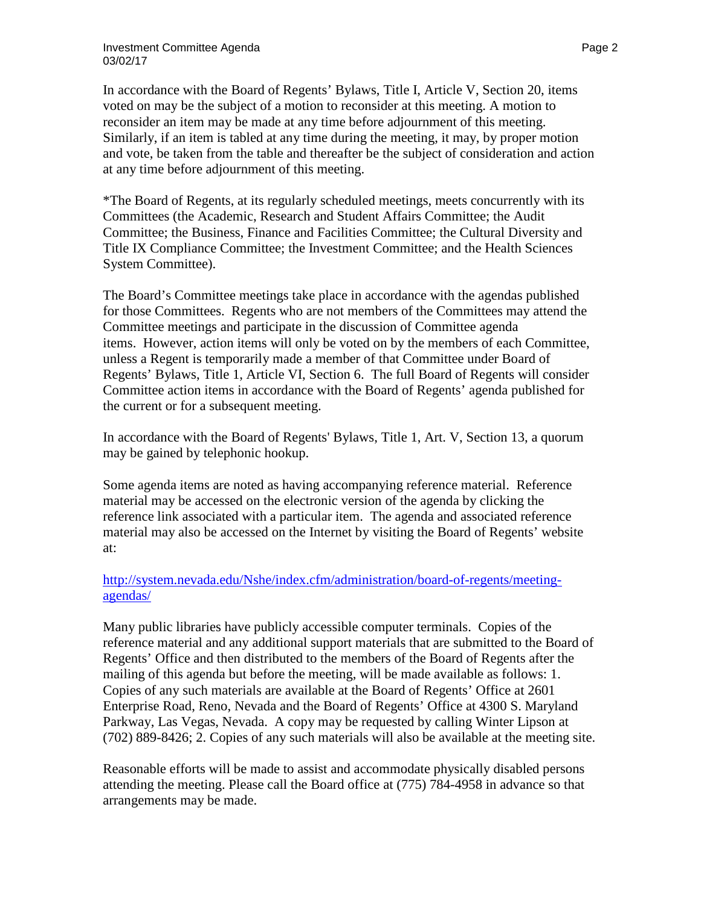In accordance with the Board of Regents' Bylaws, Title I, Article V, Section 20, items voted on may be the subject of a motion to reconsider at this meeting. A motion to reconsider an item may be made at any time before adjournment of this meeting. Similarly, if an item is tabled at any time during the meeting, it may, by proper motion and vote, be taken from the table and thereafter be the subject of consideration and action at any time before adjournment of this meeting.

*The Board of Regents, at its regularly scheduled meetings, meets concurrently with its Committees (the Academic, Research and Student Affairs Committee; the Audit Committee; the Business, Finance and Facilities Committee; the Cultural Diversity and Title IX Compliance Committee; the Investment Committee; and the Health Sciences System Committee).

The Board's Committee meetings take place in accordance with the agendas published for those Committees. Regents who are not members of the Committees may attend the Committee meetings and participate in the discussion of Committee agenda items. However, action items will only be voted on by the members of each Committee, unless a Regent is temporarily made a member of that Committee under Board of Regents' Bylaws, Title 1, Article VI, Section 6. The full Board of Regents will consider Committee action items in accordance with the Board of Regents' agenda published for the current or for a subsequent meeting.

In accordance with the Board of Regents' Bylaws, Title 1, Art. V, Section 13, a quorum may be gained by telephonic hookup.

Some agenda items are noted as having accompanying reference material. Reference material may be accessed on the electronic version of the agenda by clicking the reference link associated with a particular item. The agenda and associated reference material may also be accessed on the Internet by visiting the Board of Regents' website at:

http://system.nevada.edu/Nshe/index.cfm/administration/board-of-regents/meeting-agendas/

Many public libraries have publicly accessible computer terminals. Copies of the reference material and any additional support materials that are submitted to the Board of Regents' Office and then distributed to the members of the Board of Regents after the mailing of this agenda but before the meeting, will be made available as follows: 1. Copies of any such materials are available at the Board of Regents' Office at 2601 Enterprise Road, Reno, Nevada and the Board of Regents' Office at 4300 S. Maryland Parkway, Las Vegas, Nevada. A copy may be requested by calling Winter Lipson at (702) 889-8426; 2. Copies of any such materials will also be available at the meeting site.

Reasonable efforts will be made to assist and accommodate physically disabled persons attending the meeting. Please call the Board office at (775) 784-4958 in advance so that arrangements may be made.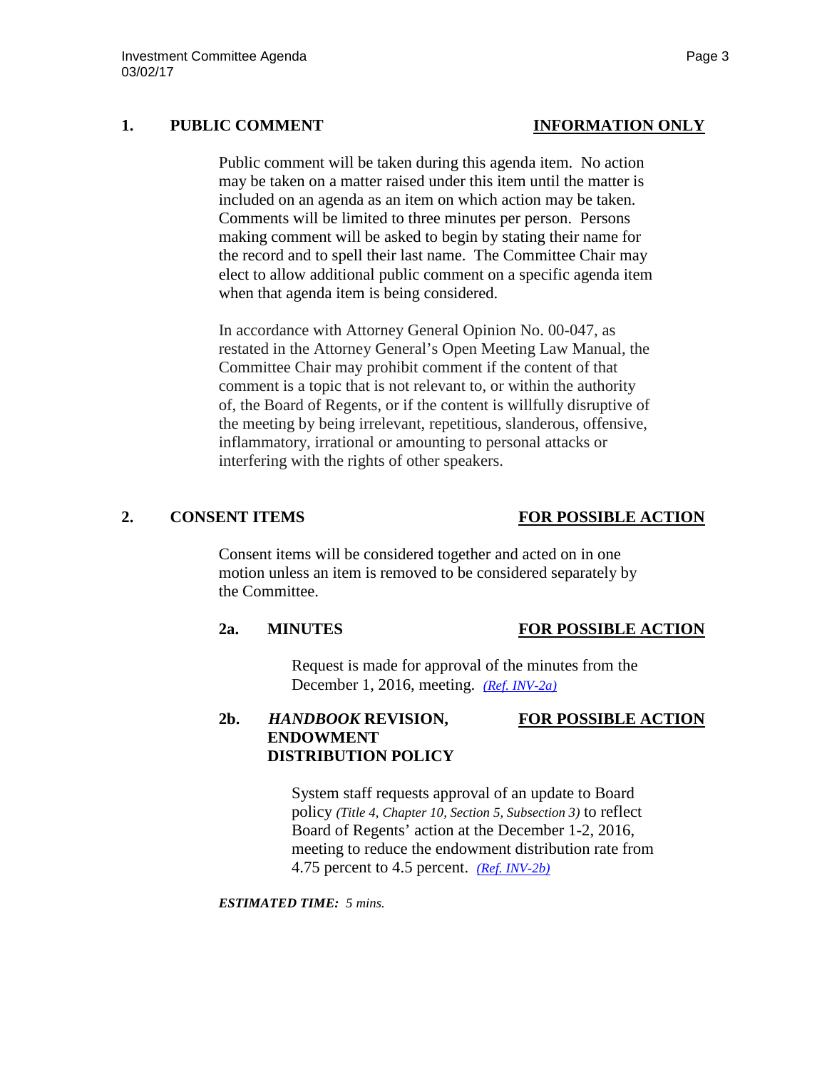## 1. PUBLIC COMMENT — INFORMATION ONLY

Public comment will be taken during this agenda item. No action may be taken on a matter raised under this item until the matter is included on an agenda as an item on which action may be taken. Comments will be limited to three minutes per person. Persons making comment will be asked to begin by stating their name for the record and to spell their last name. The Committee Chair may elect to allow additional public comment on a specific agenda item when that agenda item is being considered.

In accordance with Attorney General Opinion No. 00-047, as restated in the Attorney General's Open Meeting Law Manual, the Committee Chair may prohibit comment if the content of that comment is a topic that is not relevant to, or within the authority of, the Board of Regents, or if the content is willfully disruptive of the meeting by being irrelevant, repetitious, slanderous, offensive, inflammatory, irrational or amounting to personal attacks or interfering with the rights of other speakers.

## 2. CONSENT ITEMS — FOR POSSIBLE ACTION

Consent items will be considered together and acted on in one motion unless an item is removed to be considered separately by the Committee.

### 2a. MINUTES — FOR POSSIBLE ACTION

Request is made for approval of the minutes from the December 1, 2016, meeting. *(Ref. INV-2a)*

### 2b. *HANDBOOK* REVISION, ENDOWMENT DISTRIBUTION POLICY — FOR POSSIBLE ACTION

System staff requests approval of an update to Board policy *(Title 4, Chapter 10, Section 5, Subsection 3)* to reflect Board of Regents' action at the December 1-2, 2016, meeting to reduce the endowment distribution rate from 4.75 percent to 4.5 percent. *(Ref. INV-2b)*

***ESTIMATED TIME:*** *5 mins.*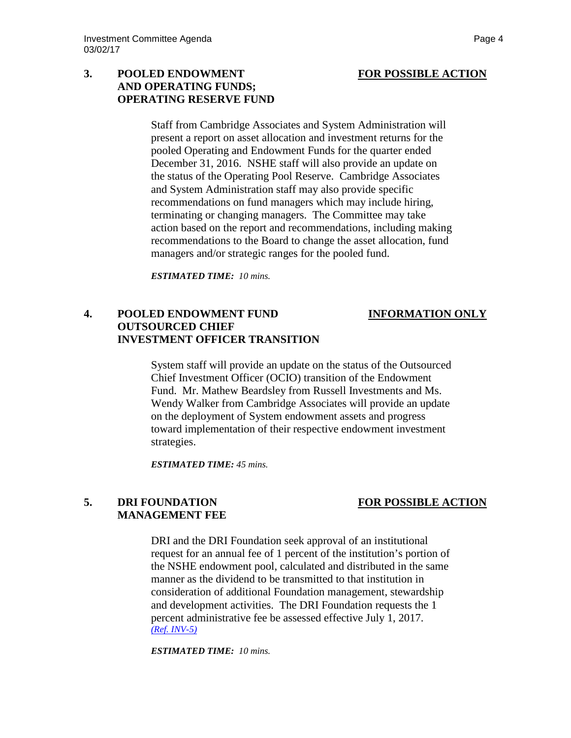### 3. POOLED ENDOWMENT AND OPERATING FUNDS; OPERATING RESERVE FUND — **FOR POSSIBLE ACTION**

Staff from Cambridge Associates and System Administration will present a report on asset allocation and investment returns for the pooled Operating and Endowment Funds for the quarter ended December 31, 2016. NSHE staff will also provide an update on the status of the Operating Pool Reserve. Cambridge Associates and System Administration staff may also provide specific recommendations on fund managers which may include hiring, terminating or changing managers. The Committee may take action based on the report and recommendations, including making recommendations to the Board to change the asset allocation, fund managers and/or strategic ranges for the pooled fund.

***ESTIMATED TIME:*** *10 mins.*

### 4. POOLED ENDOWMENT FUND OUTSOURCED CHIEF INVESTMENT OFFICER TRANSITION — **INFORMATION ONLY**

System staff will provide an update on the status of the Outsourced Chief Investment Officer (OCIO) transition of the Endowment Fund. Mr. Mathew Beardsley from Russell Investments and Ms. Wendy Walker from Cambridge Associates will provide an update on the deployment of System endowment assets and progress toward implementation of their respective endowment investment strategies.

***ESTIMATED TIME:*** *45 mins.*

### 5. DRI FOUNDATION MANAGEMENT FEE — **FOR POSSIBLE ACTION**

DRI and the DRI Foundation seek approval of an institutional request for an annual fee of 1 percent of the institution's portion of the NSHE endowment pool, calculated and distributed in the same manner as the dividend to be transmitted to that institution in consideration of additional Foundation management, stewardship and development activities. The DRI Foundation requests the 1 percent administrative fee be assessed effective July 1, 2017. *(Ref. INV-5)*

***ESTIMATED TIME:*** *10 mins.*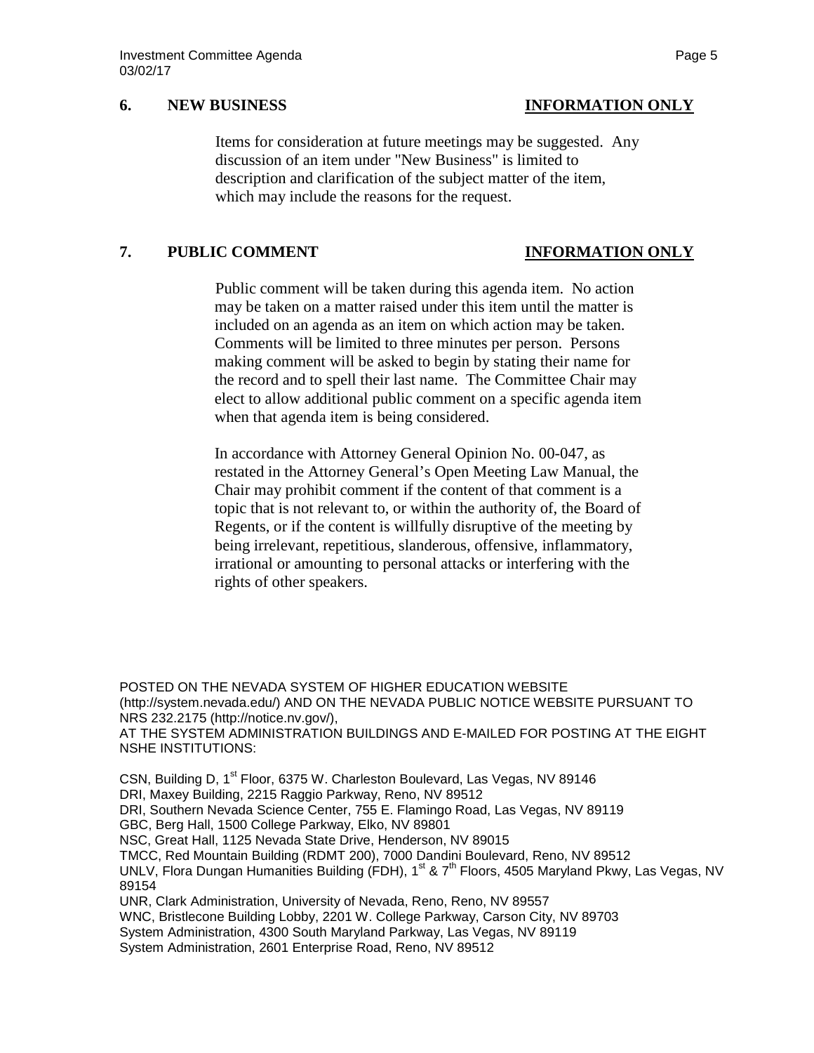**6. NEW BUSINESS** **INFORMATION ONLY**

Items for consideration at future meetings may be suggested. Any discussion of an item under "New Business" is limited to description and clarification of the subject matter of the item, which may include the reasons for the request.

**7. PUBLIC COMMENT** **INFORMATION ONLY**

Public comment will be taken during this agenda item. No action may be taken on a matter raised under this item until the matter is included on an agenda as an item on which action may be taken. Comments will be limited to three minutes per person. Persons making comment will be asked to begin by stating their name for the record and to spell their last name. The Committee Chair may elect to allow additional public comment on a specific agenda item when that agenda item is being considered.

In accordance with Attorney General Opinion No. 00-047, as restated in the Attorney General's Open Meeting Law Manual, the Chair may prohibit comment if the content of that comment is a topic that is not relevant to, or within the authority of, the Board of Regents, or if the content is willfully disruptive of the meeting by being irrelevant, repetitious, slanderous, offensive, inflammatory, irrational or amounting to personal attacks or interfering with the rights of other speakers.

POSTED ON THE NEVADA SYSTEM OF HIGHER EDUCATION WEBSITE (http://system.nevada.edu/) AND ON THE NEVADA PUBLIC NOTICE WEBSITE PURSUANT TO NRS 232.2175 (http://notice.nv.gov/),
AT THE SYSTEM ADMINISTRATION BUILDINGS AND E-MAILED FOR POSTING AT THE EIGHT NSHE INSTITUTIONS:

CSN, Building D, 1st Floor, 6375 W. Charleston Boulevard, Las Vegas, NV 89146
DRI, Maxey Building, 2215 Raggio Parkway, Reno, NV 89512
DRI, Southern Nevada Science Center, 755 E. Flamingo Road, Las Vegas, NV 89119
GBC, Berg Hall, 1500 College Parkway, Elko, NV 89801
NSC, Great Hall, 1125 Nevada State Drive, Henderson, NV 89015
TMCC, Red Mountain Building (RDMT 200), 7000 Dandini Boulevard, Reno, NV 89512
UNLV, Flora Dungan Humanities Building (FDH), 1st & 7th Floors, 4505 Maryland Pkwy, Las Vegas, NV 89154
UNR, Clark Administration, University of Nevada, Reno, Reno, NV 89557
WNC, Bristlecone Building Lobby, 2201 W. College Parkway, Carson City, NV 89703
System Administration, 4300 South Maryland Parkway, Las Vegas, NV 89119
System Administration, 2601 Enterprise Road, Reno, NV 89512